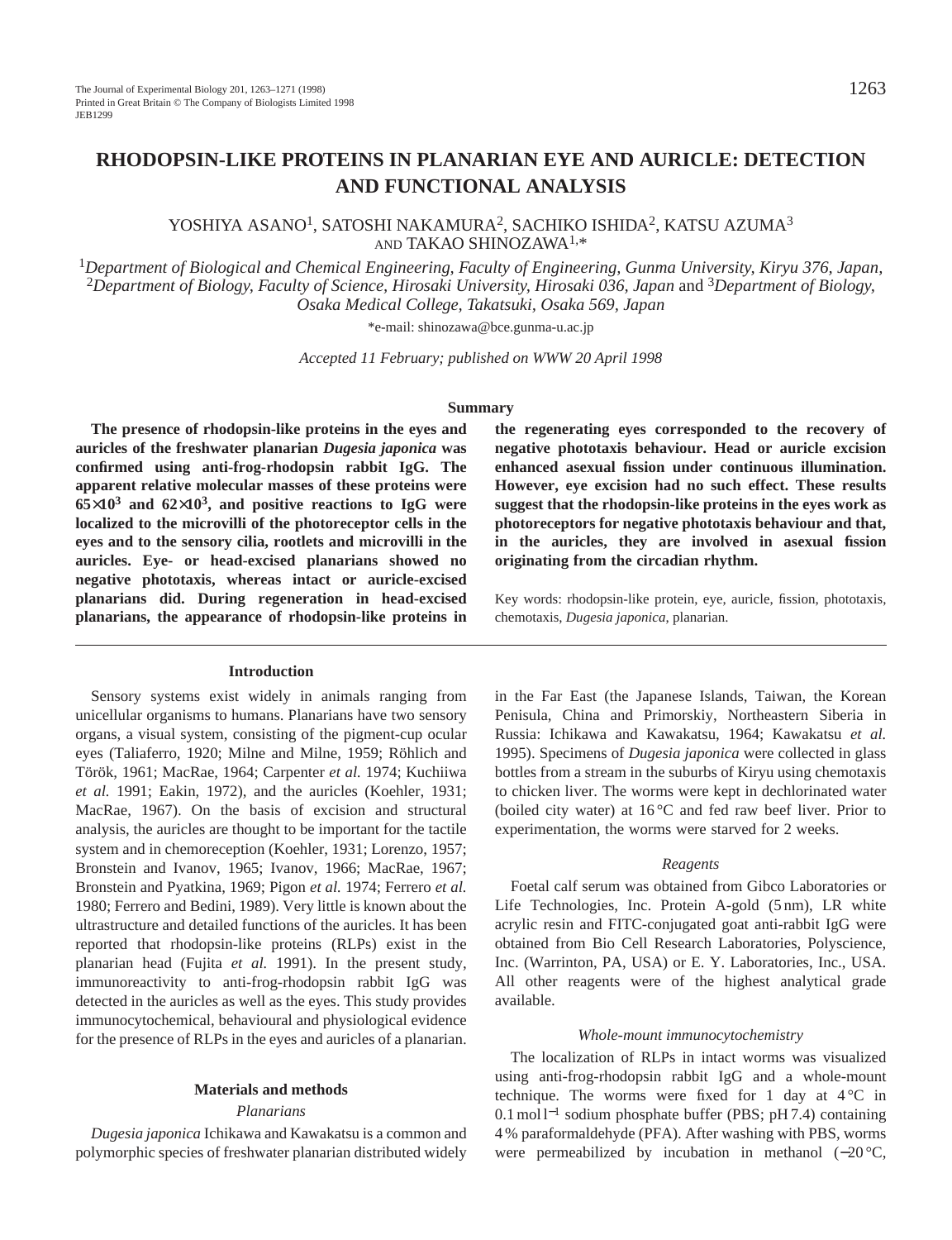# RHODOPSIN-LIKE PROTEINS IN PLANARIAN EYE AND AURICLE: DETECTION AND FUNCTIONAL ANALYSIS

YOSHIYA ASANO[1], SATOSHI NAKAMURA[2], SACHIKO ISHIDA[2], KATSU AZUMA[3] AND TAKAO SHINOZAWA[1,*]

[1]*Department of Biological and Chemical Engineering, Faculty of Engineering, Gunma University, Kiryu 376, Japan,* [2]*Department of Biology, Faculty of Science, Hirosaki University, Hirosaki 036, Japan* and [3]*Department of Biology, Osaka Medical College, Takatsuki, Osaka 569, Japan*

*e-mail: shinozawa@bce.gunma-u.ac.jp

*Accepted 11 February; published on WWW 20 April 1998*

## Summary

**The presence of rhodopsin-like proteins in the eyes and auricles of the freshwater planarian *Dugesia japonica* was confirmed using anti-frog-rhodopsin rabbit IgG. The apparent relative molecular masses of these proteins were $65\times10^3$ and $62\times10^3$, and positive reactions to IgG were localized to the microvilli of the photoreceptor cells in the eyes and to the sensory cilia, rootlets and microvilli in the auricles. Eye- or head-excised planarians showed no negative phototaxis, whereas intact or auricle-excised planarians did. During regeneration in head-excised planarians, the appearance of rhodopsin-like proteins in the regenerating eyes corresponded to the recovery of negative phototaxis behaviour. Head or auricle excision enhanced asexual fission under continuous illumination. However, eye excision had no such effect. These results suggest that the rhodopsin-like proteins in the eyes work as photoreceptors for negative phototaxis behaviour and that, in the auricles, they are involved in asexual fission originating from the circadian rhythm.**

Key words: rhodopsin-like protein, eye, auricle, fission, phototaxis, chemotaxis, *Dugesia japonica*, planarian.

## Introduction

Sensory systems exist widely in animals ranging from unicellular organisms to humans. Planarians have two sensory organs, a visual system, consisting of the pigment-cup ocular eyes (Taliaferro, 1920; Milne and Milne, 1959; Röhlich and Török, 1961; MacRae, 1964; Carpenter *et al.* 1974; Kuchiiwa *et al.* 1991; Eakin, 1972), and the auricles (Koehler, 1931; MacRae, 1967). On the basis of excision and structural analysis, the auricles are thought to be important for the tactile system and in chemoreception (Koehler, 1931; Lorenzo, 1957; Bronstein and Ivanov, 1965; Ivanov, 1966; MacRae, 1967; Bronstein and Pyatkina, 1969; Pigon *et al.* 1974; Ferrero *et al.* 1980; Ferrero and Bedini, 1989). Very little is known about the ultrastructure and detailed functions of the auricles. It has been reported that rhodopsin-like proteins (RLPs) exist in the planarian head (Fujita *et al.* 1991). In the present study, immunoreactivity to anti-frog-rhodopsin rabbit IgG was detected in the auricles as well as the eyes. This study provides immunocytochemical, behavioural and physiological evidence for the presence of RLPs in the eyes and auricles of a planarian.

## Materials and methods

### *Planarians*

*Dugesia japonica* Ichikawa and Kawakatsu is a common and polymorphic species of freshwater planarian distributed widely in the Far East (the Japanese Islands, Taiwan, the Korean Penisula, China and Primorskiy, Northeastern Siberia in Russia: Ichikawa and Kawakatsu, 1964; Kawakatsu *et al.* 1995). Specimens of *Dugesia japonica* were collected in glass bottles from a stream in the suburbs of Kiryu using chemotaxis to chicken liver. The worms were kept in dechlorinated water (boiled city water) at 16 °C and fed raw beef liver. Prior to experimentation, the worms were starved for 2 weeks.

### *Reagents*

Foetal calf serum was obtained from Gibco Laboratories or Life Technologies, Inc. Protein A-gold (5 nm), LR white acrylic resin and FITC-conjugated goat anti-rabbit IgG were obtained from Bio Cell Research Laboratories, Polyscience, Inc. (Warrinton, PA, USA) or E. Y. Laboratories, Inc., USA. All other reagents were of the highest analytical grade available.

### *Whole-mount immunocytochemistry*

The localization of RLPs in intact worms was visualized using anti-frog-rhodopsin rabbit IgG and a whole-mount technique. The worms were fixed for 1 day at 4 °C in $0.1\,\mathrm{mol\,l^{-1}}$ sodium phosphate buffer (PBS; pH 7.4) containing 4 % paraformaldehyde (PFA). After washing with PBS, worms were permeabilized by incubation in methanol (−20 °C,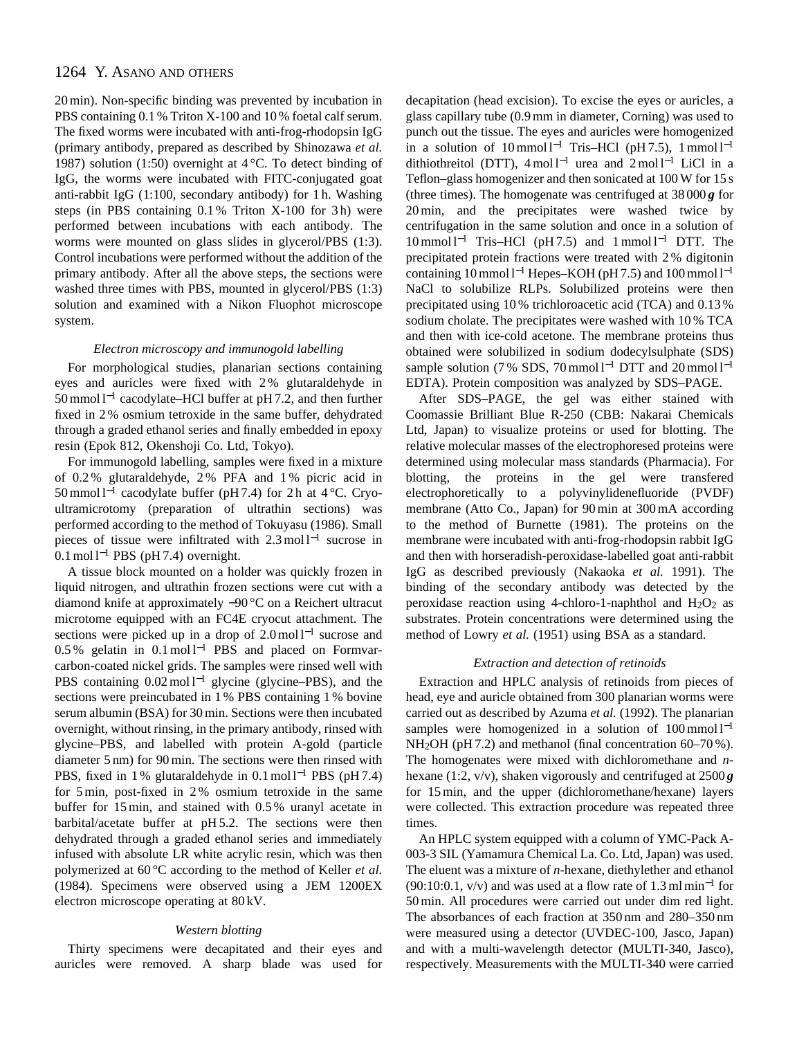20 min). Non-specific binding was prevented by incubation in PBS containing 0.1 % Triton X-100 and 10 % foetal calf serum. The fixed worms were incubated with anti-frog-rhodopsin IgG (primary antibody, prepared as described by Shinozawa *et al.* 1987) solution (1:50) overnight at 4 °C. To detect binding of IgG, the worms were incubated with FITC-conjugated goat anti-rabbit IgG (1:100, secondary antibody) for 1 h. Washing steps (in PBS containing 0.1 % Triton X-100 for 3 h) were performed between incubations with each antibody. The worms were mounted on glass slides in glycerol/PBS (1:3). Control incubations were performed without the addition of the primary antibody. After all the above steps, the sections were washed three times with PBS, mounted in glycerol/PBS (1:3) solution and examined with a Nikon Fluophot microscope system.

### *Electron microscopy and immunogold labelling*

For morphological studies, planarian sections containing eyes and auricles were fixed with 2 % glutaraldehyde in 50 mmol $l^{-1}$ cacodylate–HCl buffer at pH 7.2, and then further fixed in 2 % osmium tetroxide in the same buffer, dehydrated through a graded ethanol series and finally embedded in epoxy resin (Epok 812, Okenshoji Co. Ltd, Tokyo).

For immunogold labelling, samples were fixed in a mixture of 0.2 % glutaraldehyde, 2 % PFA and 1 % picric acid in 50 mmol $l^{-1}$ cacodylate buffer (pH 7.4) for 2 h at 4 °C. Cryo-ultramicrotomy (preparation of ultrathin sections) was performed according to the method of Tokuyasu (1986). Small pieces of tissue were infiltrated with 2.3 mol $l^{-1}$ sucrose in 0.1 mol $l^{-1}$ PBS (pH 7.4) overnight.

A tissue block mounted on a holder was quickly frozen in liquid nitrogen, and ultrathin frozen sections were cut with a diamond knife at approximately −90 °C on a Reichert ultracut microtome equipped with an FC4E cryocut attachment. The sections were picked up in a drop of 2.0 mol $l^{-1}$ sucrose and 0.5 % gelatin in 0.1 mol $l^{-1}$ PBS and placed on Formvar-carbon-coated nickel grids. The samples were rinsed well with PBS containing 0.02 mol $l^{-1}$ glycine (glycine–PBS), and the sections were preincubated in 1 % PBS containing 1 % bovine serum albumin (BSA) for 30 min. Sections were then incubated overnight, without rinsing, in the primary antibody, rinsed with glycine–PBS, and labelled with protein A-gold (particle diameter 5 nm) for 90 min. The sections were then rinsed with PBS, fixed in 1 % glutaraldehyde in 0.1 mol $l^{-1}$ PBS (pH 7.4) for 5 min, post-fixed in 2 % osmium tetroxide in the same buffer for 15 min, and stained with 0.5 % uranyl acetate in barbital/acetate buffer at pH 5.2. The sections were then dehydrated through a graded ethanol series and immediately infused with absolute LR white acrylic resin, which was then polymerized at 60 °C according to the method of Keller *et al.* (1984). Specimens were observed using a JEM 1200EX electron microscope operating at 80 kV.

### *Western blotting*

Thirty specimens were decapitated and their eyes and auricles were removed. A sharp blade was used for decapitation (head excision). To excise the eyes or auricles, a glass capillary tube (0.9 mm in diameter, Corning) was used to punch out the tissue. The eyes and auricles were homogenized in a solution of 10 mmol $l^{-1}$ Tris–HCl (pH 7.5), 1 mmol $l^{-1}$ dithiothreitol (DTT), 4 mol $l^{-1}$ urea and 2 mol $l^{-1}$ LiCl in a Teflon–glass homogenizer and then sonicated at 100 W for 15 s (three times). The homogenate was centrifuged at 38 000 ***g*** for 20 min, and the precipitates were washed twice by centrifugation in the same solution and once in a solution of 10 mmol $l^{-1}$ Tris–HCl (pH 7.5) and 1 mmol $l^{-1}$ DTT. The precipitated protein fractions were treated with 2 % digitonin containing 10 mmol $l^{-1}$ Hepes–KOH (pH 7.5) and 100 mmol $l^{-1}$ NaCl to solubilize RLPs. Solubilized proteins were then precipitated using 10 % trichloroacetic acid (TCA) and 0.13 % sodium cholate. The precipitates were washed with 10 % TCA and then with ice-cold acetone. The membrane proteins thus obtained were solubilized in sodium dodecylsulphate (SDS) sample solution (7 % SDS, 70 mmol $l^{-1}$ DTT and 20 mmol $l^{-1}$ EDTA). Protein composition was analyzed by SDS–PAGE.

After SDS–PAGE, the gel was either stained with Coomassie Brilliant Blue R-250 (CBB: Nakarai Chemicals Ltd, Japan) to visualize proteins or used for blotting. The relative molecular masses of the electrophoresed proteins were determined using molecular mass standards (Pharmacia). For blotting, the proteins in the gel were transfered electrophoretically to a polyvinylidenefluoride (PVDF) membrane (Atto Co., Japan) for 90 min at 300 mA according to the method of Burnette (1981). The proteins on the membrane were incubated with anti-frog-rhodopsin rabbit IgG and then with horseradish-peroxidase-labelled goat anti-rabbit IgG as described previously (Nakaoka *et al.* 1991). The binding of the secondary antibody was detected by the peroxidase reaction using 4-chloro-1-naphthol and $H_2O_2$ as substrates. Protein concentrations were determined using the method of Lowry *et al.* (1951) using BSA as a standard.

### *Extraction and detection of retinoids*

Extraction and HPLC analysis of retinoids from pieces of head, eye and auricle obtained from 300 planarian worms were carried out as described by Azuma *et al.* (1992). The planarian samples were homogenized in a solution of 100 mmol $l^{-1}$ $NH_2OH$ (pH 7.2) and methanol (final concentration 60–70 %). The homogenates were mixed with dichloromethane and *n*-hexane (1:2, v/v), shaken vigorously and centrifuged at 2500 ***g*** for 15 min, and the upper (dichloromethane/hexane) layers were collected. This extraction procedure was repeated three times.

An HPLC system equipped with a column of YMC-Pack A-003-3 SIL (Yamamura Chemical La. Co. Ltd, Japan) was used. The eluent was a mixture of *n*-hexane, diethylether and ethanol (90:10:0.1, v/v) and was used at a flow rate of 1.3 ml $min^{-1}$ for 50 min. All procedures were carried out under dim red light. The absorbances of each fraction at 350 nm and 280–350 nm were measured using a detector (UVDEC-100, Jasco, Japan) and with a multi-wavelength detector (MULTI-340, Jasco), respectively. Measurements with the MULTI-340 were carried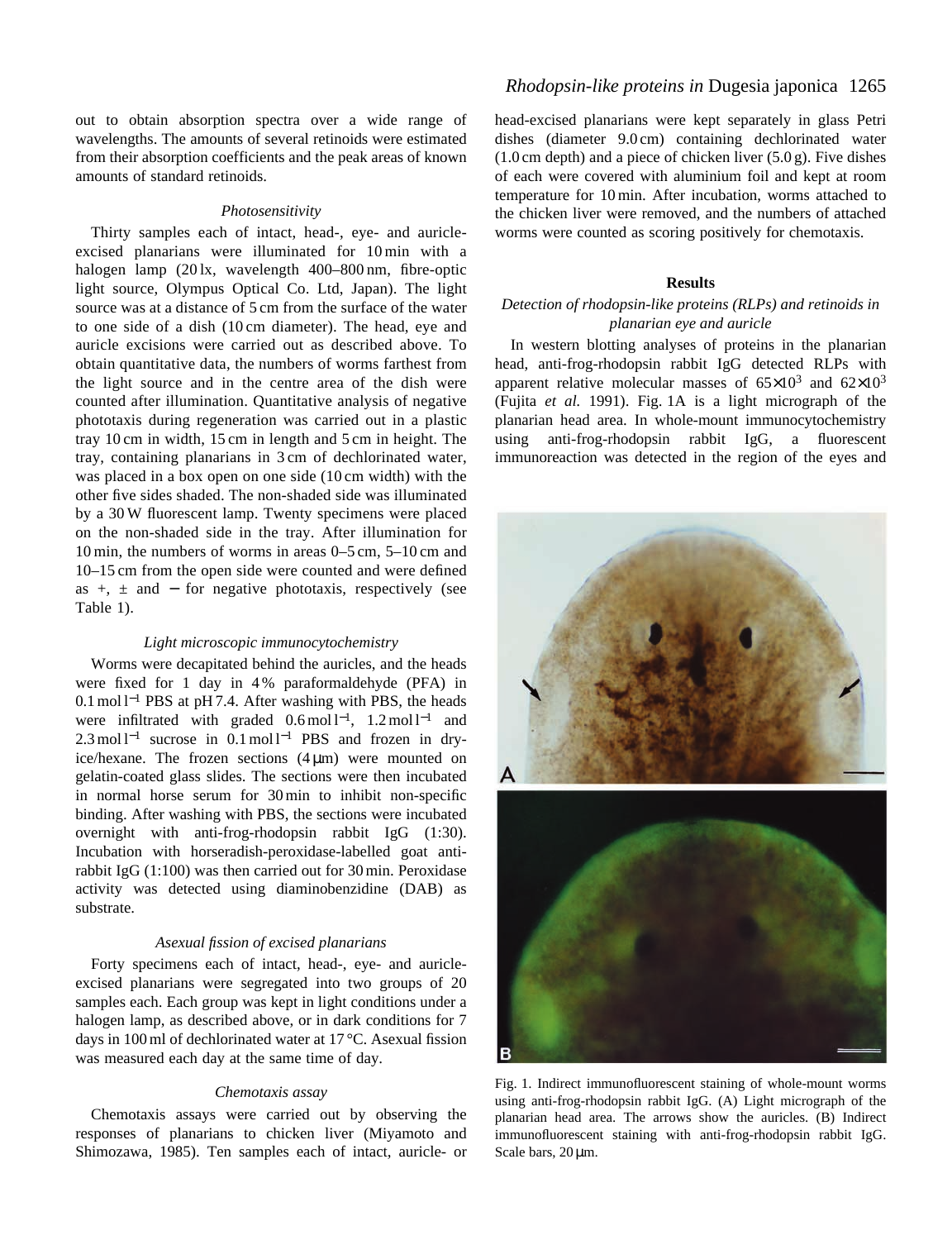out to obtain absorption spectra over a wide range of wavelengths. The amounts of several retinoids were estimated from their absorption coefficients and the peak areas of known amounts of standard retinoids.

### *Photosensitivity*

Thirty samples each of intact, head-, eye- and auricle-excised planarians were illuminated for 10 min with a halogen lamp (20 lx, wavelength 400–800 nm, fibre-optic light source, Olympus Optical Co. Ltd, Japan). The light source was at a distance of 5 cm from the surface of the water to one side of a dish (10 cm diameter). The head, eye and auricle excisions were carried out as described above. To obtain quantitative data, the numbers of worms farthest from the light source and in the centre area of the dish were counted after illumination. Quantitative analysis of negative phototaxis during regeneration was carried out in a plastic tray 10 cm in width, 15 cm in length and 5 cm in height. The tray, containing planarians in 3 cm of dechlorinated water, was placed in a box open on one side (10 cm width) with the other five sides shaded. The non-shaded side was illuminated by a 30 W fluorescent lamp. Twenty specimens were placed on the non-shaded side in the tray. After illumination for 10 min, the numbers of worms in areas 0–5 cm, 5–10 cm and 10–15 cm from the open side were counted and were defined as +, ± and − for negative phototaxis, respectively (see Table 1).

### *Light microscopic immunocytochemistry*

Worms were decapitated behind the auricles, and the heads were fixed for 1 day in 4 % paraformaldehyde (PFA) in $0.1\,\mathrm{mol\,l^{-1}}$ PBS at pH 7.4. After washing with PBS, the heads were infiltrated with graded $0.6\,\mathrm{mol\,l^{-1}}$, $1.2\,\mathrm{mol\,l^{-1}}$ and $2.3\,\mathrm{mol\,l^{-1}}$ sucrose in $0.1\,\mathrm{mol\,l^{-1}}$ PBS and frozen in dry-ice/hexane. The frozen sections (4 μm) were mounted on gelatin-coated glass slides. The sections were then incubated in normal horse serum for 30 min to inhibit non-specific binding. After washing with PBS, the sections were incubated overnight with anti-frog-rhodopsin rabbit IgG (1:30). Incubation with horseradish-peroxidase-labelled goat anti-rabbit IgG (1:100) was then carried out for 30 min. Peroxidase activity was detected using diaminobenzidine (DAB) as substrate.

### *Asexual fission of excised planarians*

Forty specimens each of intact, head-, eye- and auricle-excised planarians were segregated into two groups of 20 samples each. Each group was kept in light conditions under a halogen lamp, as described above, or in dark conditions for 7 days in 100 ml of dechlorinated water at 17 °C. Asexual fission was measured each day at the same time of day.

### *Chemotaxis assay*

Chemotaxis assays were carried out by observing the responses of planarians to chicken liver (Miyamoto and Shimozawa, 1985). Ten samples each of intact, auricle- or head-excised planarians were kept separately in glass Petri dishes (diameter 9.0 cm) containing dechlorinated water (1.0 cm depth) and a piece of chicken liver (5.0 g). Five dishes of each were covered with aluminium foil and kept at room temperature for 10 min. After incubation, worms attached to the chicken liver were removed, and the numbers of attached worms were counted as scoring positively for chemotaxis.

## Results

### *Detection of rhodopsin-like proteins (RLPs) and retinoids in planarian eye and auricle*

In western blotting analyses of proteins in the planarian head, anti-frog-rhodopsin rabbit IgG detected RLPs with apparent relative molecular masses of $65\times10^3$ and $62\times10^3$ (Fujita *et al.* 1991). Fig. 1A is a light micrograph of the planarian head area. In whole-mount immunocytochemistry using anti-frog-rhodopsin rabbit IgG, a fluorescent immunoreaction was detected in the region of the eyes and

Fig. 1. Indirect immunofluorescent staining of whole-mount worms using anti-frog-rhodopsin rabbit IgG. (A) Light micrograph of the planarian head area. The arrows show the auricles. (B) Indirect immunofluorescent staining with anti-frog-rhodopsin rabbit IgG. Scale bars, 20 μm.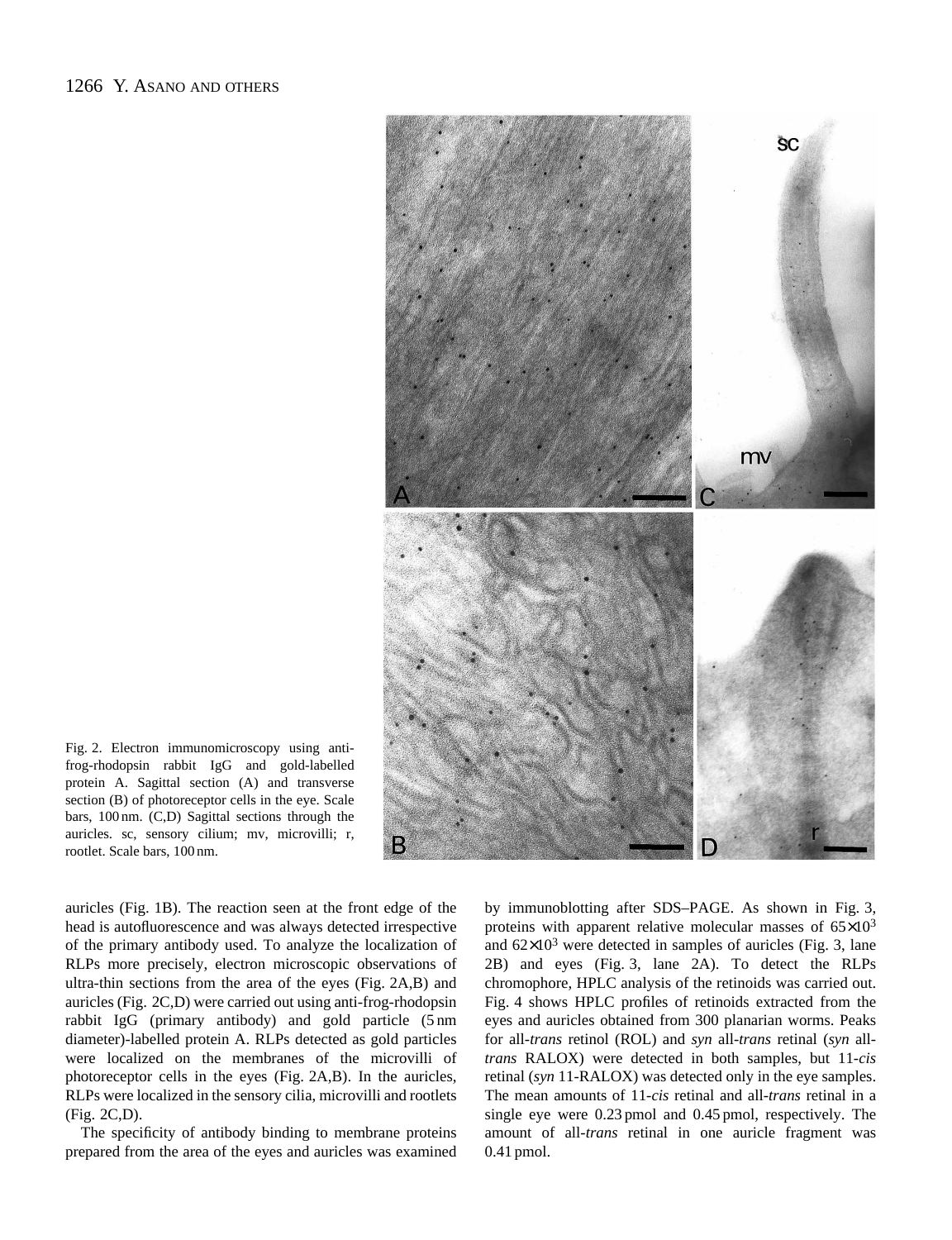Fig. 2. Electron immunomicroscopy using anti-frog-rhodopsin rabbit IgG and gold-labelled protein A. Sagittal section (A) and transverse section (B) of photoreceptor cells in the eye. Scale bars, 100 nm. (C,D) Sagittal sections through the auricles. sc, sensory cilium; mv, microvilli; r, rootlet. Scale bars, 100 nm.

auricles (Fig. 1B). The reaction seen at the front edge of the head is autofluorescence and was always detected irrespective of the primary antibody used. To analyze the localization of RLPs more precisely, electron microscopic observations of ultra-thin sections from the area of the eyes (Fig. 2A,B) and auricles (Fig. 2C,D) were carried out using anti-frog-rhodopsin rabbit IgG (primary antibody) and gold particle (5 nm diameter)-labelled protein A. RLPs detected as gold particles were localized on the membranes of the microvilli of photoreceptor cells in the eyes (Fig. 2A,B). In the auricles, RLPs were localized in the sensory cilia, microvilli and rootlets (Fig. 2C,D).

The specificity of antibody binding to membrane proteins prepared from the area of the eyes and auricles was examined by immunoblotting after SDS–PAGE. As shown in Fig. 3, proteins with apparent relative molecular masses of $65\times10^3$ and $62\times10^3$ were detected in samples of auricles (Fig. 3, lane 2B) and eyes (Fig. 3, lane 2A). To detect the RLPs chromophore, HPLC analysis of the retinoids was carried out. Fig. 4 shows HPLC profiles of retinoids extracted from the eyes and auricles obtained from 300 planarian worms. Peaks for all-*trans* retinol (ROL) and *syn* all-*trans* retinal (*syn* all-*trans* RALOX) were detected in both samples, but 11-*cis* retinal (*syn* 11-RALOX) was detected only in the eye samples. The mean amounts of 11-*cis* retinal and all-*trans* retinal in a single eye were 0.23 pmol and 0.45 pmol, respectively. The amount of all-*trans* retinal in one auricle fragment was 0.41 pmol.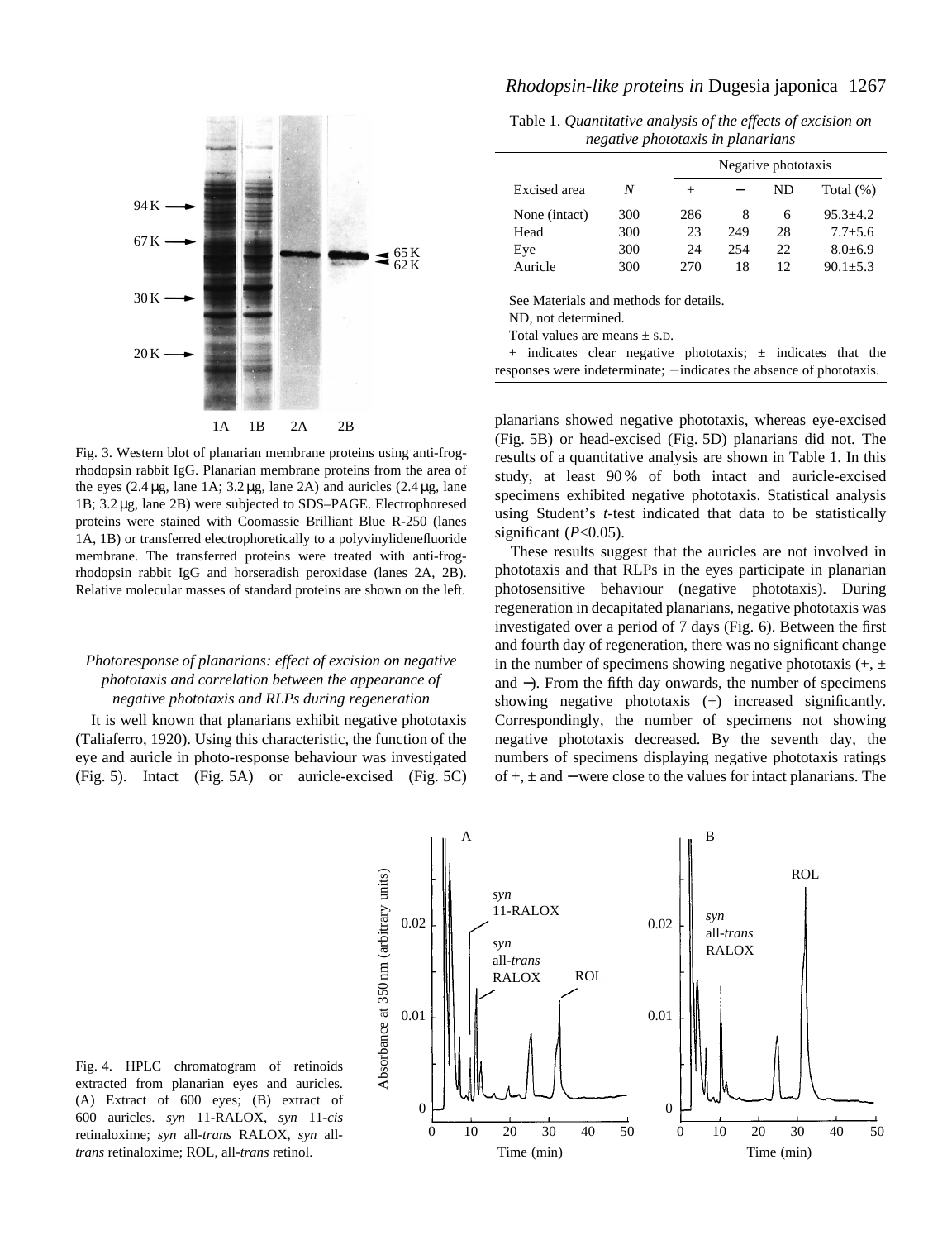Fig. 3. Western blot of planarian membrane proteins using anti-frog-rhodopsin rabbit IgG. Planarian membrane proteins from the area of the eyes (2.4 μg, lane 1A; 3.2 μg, lane 2A) and auricles (2.4 μg, lane 1B; 3.2 μg, lane 2B) were subjected to SDS–PAGE. Electrophoresed proteins were stained with Coomassie Brilliant Blue R-250 (lanes 1A, 1B) or transferred electrophoretically to a polyvinylidenefluoride membrane. The transferred proteins were treated with anti-frog-rhodopsin rabbit IgG and horseradish peroxidase (lanes 2A, 2B). Relative molecular masses of standard proteins are shown on the left.

Table 1. *Quantitative analysis of the effects of excision on negative phototaxis in planarians*

| | | Negative phototaxis | | | |
|---|---|---|---|---|---|
| Excised area | *N* | + | − | ND | Total (%) |
| None (intact) | 300 | 286 | 8 | 6 | 95.3±4.2 |
| Head | 300 | 23 | 249 | 28 | 7.7±5.6 |
| Eye | 300 | 24 | 254 | 22 | 8.0±6.9 |
| Auricle | 300 | 270 | 18 | 12 | 90.1±5.3 |

See Materials and methods for details.

ND, not determined.

Total values are means ± S.D.

+ indicates clear negative phototaxis; ± indicates that the responses were indeterminate; − indicates the absence of phototaxis.

### *Photoresponse of planarians: effect of excision on negative phototaxis and correlation between the appearance of negative phototaxis and RLPs during regeneration*

It is well known that planarians exhibit negative phototaxis (Taliaferro, 1920). Using this characteristic, the function of the eye and auricle in photo-response behaviour was investigated (Fig. 5). Intact (Fig. 5A) or auricle-excised (Fig. 5C) planarians showed negative phototaxis, whereas eye-excised (Fig. 5B) or head-excised (Fig. 5D) planarians did not. The results of a quantitative analysis are shown in Table 1. In this study, at least 90 % of both intact and auricle-excised specimens exhibited negative phototaxis. Statistical analysis using Student's *t*-test indicated that data to be statistically significant ($P<0.05$).

These results suggest that the auricles are not involved in phototaxis and that RLPs in the eyes participate in planarian photosensitive behaviour (negative phototaxis). During regeneration in decapitated planarians, negative phototaxis was investigated over a period of 7 days (Fig. 6). Between the first and fourth day of regeneration, there was no significant change in the number of specimens showing negative phototaxis (+, ± and −). From the fifth day onwards, the number of specimens showing negative phototaxis (+) increased significantly. Correspondingly, the number of specimens not showing negative phototaxis decreased. By the seventh day, the numbers of specimens displaying negative phototaxis ratings of +, ± and − were close to the values for intact planarians. The

Fig. 4. HPLC chromatogram of retinoids extracted from planarian eyes and auricles. (A) Extract of 600 eyes; (B) extract of 600 auricles. *syn* 11-RALOX, *syn* 11-*cis* retinaloxime; *syn* all-*trans* RALOX, *syn* all-*trans* retinaloxime; ROL, all-*trans* retinol.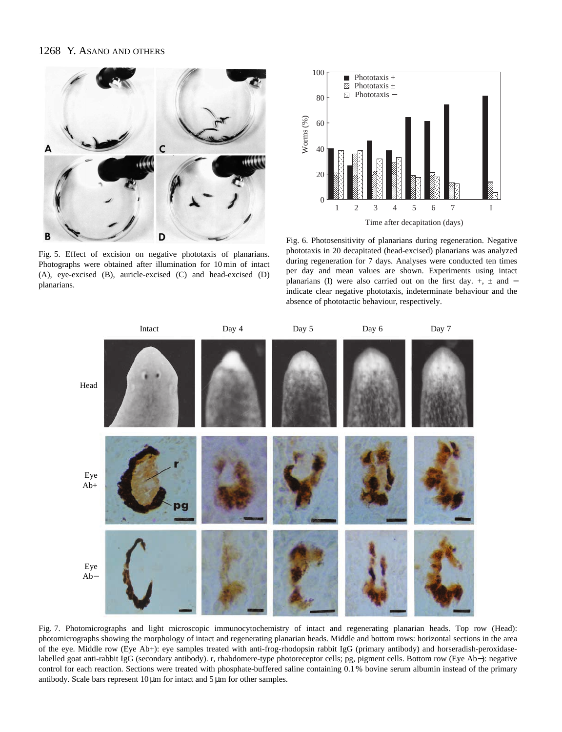Fig. 5. Effect of excision on negative phototaxis of planarians. Photographs were obtained after illumination for 10 min of intact (A), eye-excised (B), auricle-excised (C) and head-excised (D) planarians.

Fig. 6. Photosensitivity of planarians during regeneration. Negative phototaxis in 20 decapitated (head-excised) planarians was analyzed during regeneration for 7 days. Analyses were conducted ten times per day and mean values are shown. Experiments using intact planarians (I) were also carried out on the first day. +, ± and − indicate clear negative phototaxis, indeterminate behaviour and the absence of phototactic behaviour, respectively.

Fig. 7. Photomicrographs and light microscopic immunocytochemistry of intact and regenerating planarian heads. Top row (Head): photomicrographs showing the morphology of intact and regenerating planarian heads. Middle and bottom rows: horizontal sections in the area of the eye. Middle row (Eye Ab+): eye samples treated with anti-frog-rhodopsin rabbit IgG (primary antibody) and horseradish-peroxidase-labelled goat anti-rabbit IgG (secondary antibody). r, rhabdomere-type photoreceptor cells; pg, pigment cells. Bottom row (Eye Ab−): negative control for each reaction. Sections were treated with phosphate-buffered saline containing 0.1 % bovine serum albumin instead of the primary antibody. Scale bars represent 10 μm for intact and 5 μm for other samples.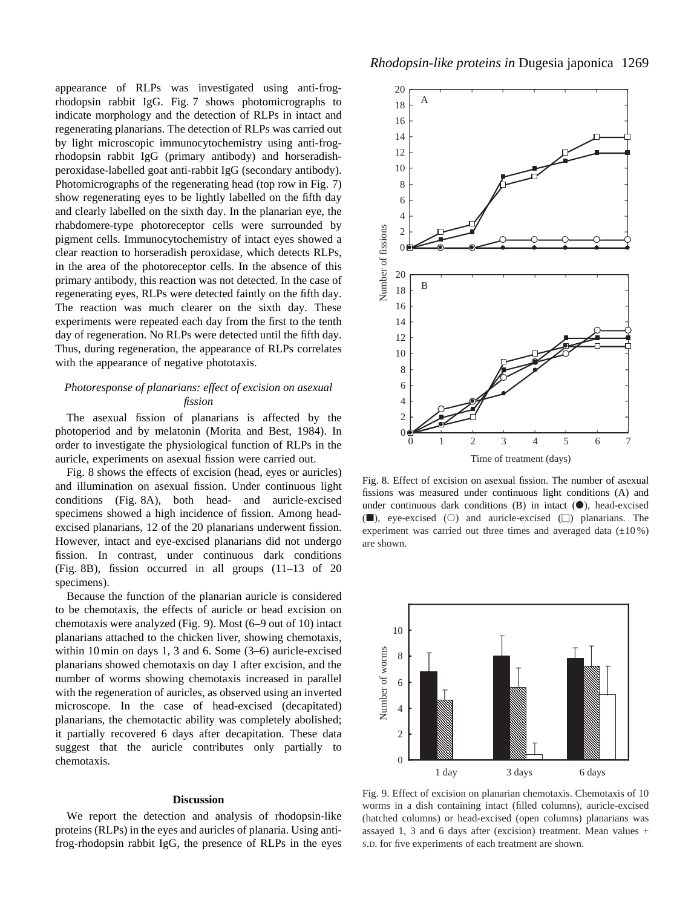appearance of RLPs was investigated using anti-frog-rhodopsin rabbit IgG. Fig. 7 shows photomicrographs to indicate morphology and the detection of RLPs in intact and regenerating planarians. The detection of RLPs was carried out by light microscopic immunocytochemistry using anti-frog-rhodopsin rabbit IgG (primary antibody) and horseradish-peroxidase-labelled goat anti-rabbit IgG (secondary antibody). Photomicrographs of the regenerating head (top row in Fig. 7) show regenerating eyes to be lightly labelled on the fifth day and clearly labelled on the sixth day. In the planarian eye, the rhabdomere-type photoreceptor cells were surrounded by pigment cells. Immunocytochemistry of intact eyes showed a clear reaction to horseradish peroxidase, which detects RLPs, in the area of the photoreceptor cells. In the absence of this primary antibody, this reaction was not detected. In the case of regenerating eyes, RLPs were detected faintly on the fifth day. The reaction was much clearer on the sixth day. These experiments were repeated each day from the first to the tenth day of regeneration. No RLPs were detected until the fifth day. Thus, during regeneration, the appearance of RLPs correlates with the appearance of negative phototaxis.

### *Photoresponse of planarians: effect of excision on asexual fission*

The asexual fission of planarians is affected by the photoperiod and by melatonin (Morita and Best, 1984). In order to investigate the physiological function of RLPs in the auricle, experiments on asexual fission were carried out.

Fig. 8 shows the effects of excision (head, eyes or auricles) and illumination on asexual fission. Under continuous light conditions (Fig. 8A), both head- and auricle-excised specimens showed a high incidence of fission. Among head-excised planarians, 12 of the 20 planarians underwent fission. However, intact and eye-excised planarians did not undergo fission. In contrast, under continuous dark conditions (Fig. 8B), fission occurred in all groups (11–13 of 20 specimens).

Because the function of the planarian auricle is considered to be chemotaxis, the effects of auricle or head excision on chemotaxis were analyzed (Fig. 9). Most (6–9 out of 10) intact planarians attached to the chicken liver, showing chemotaxis, within 10 min on days 1, 3 and 6. Some (3–6) auricle-excised planarians showed chemotaxis on day 1 after excision, and the number of worms showing chemotaxis increased in parallel with the regeneration of auricles, as observed using an inverted microscope. In the case of head-excised (decapitated) planarians, the chemotactic ability was completely abolished; it partially recovered 6 days after decapitation. These data suggest that the auricle contributes only partially to chemotaxis.

Fig. 8. Effect of excision on asexual fission. The number of asexual fissions was measured under continuous light conditions (A) and under continuous dark conditions (B) in intact (●), head-excised (■), eye-excised (○) and auricle-excised (□) planarians. The experiment was carried out three times and averaged data (±10 %) are shown.

Fig. 9. Effect of excision on planarian chemotaxis. Chemotaxis of 10 worms in a dish containing intact (filled columns), auricle-excised (hatched columns) or head-excised (open columns) planarians was assayed 1, 3 and 6 days after (excision) treatment. Mean values + S.D. for five experiments of each treatment are shown.

## Discussion

We report the detection and analysis of rhodopsin-like proteins (RLPs) in the eyes and auricles of planaria. Using anti-frog-rhodopsin rabbit IgG, the presence of RLPs in the eyes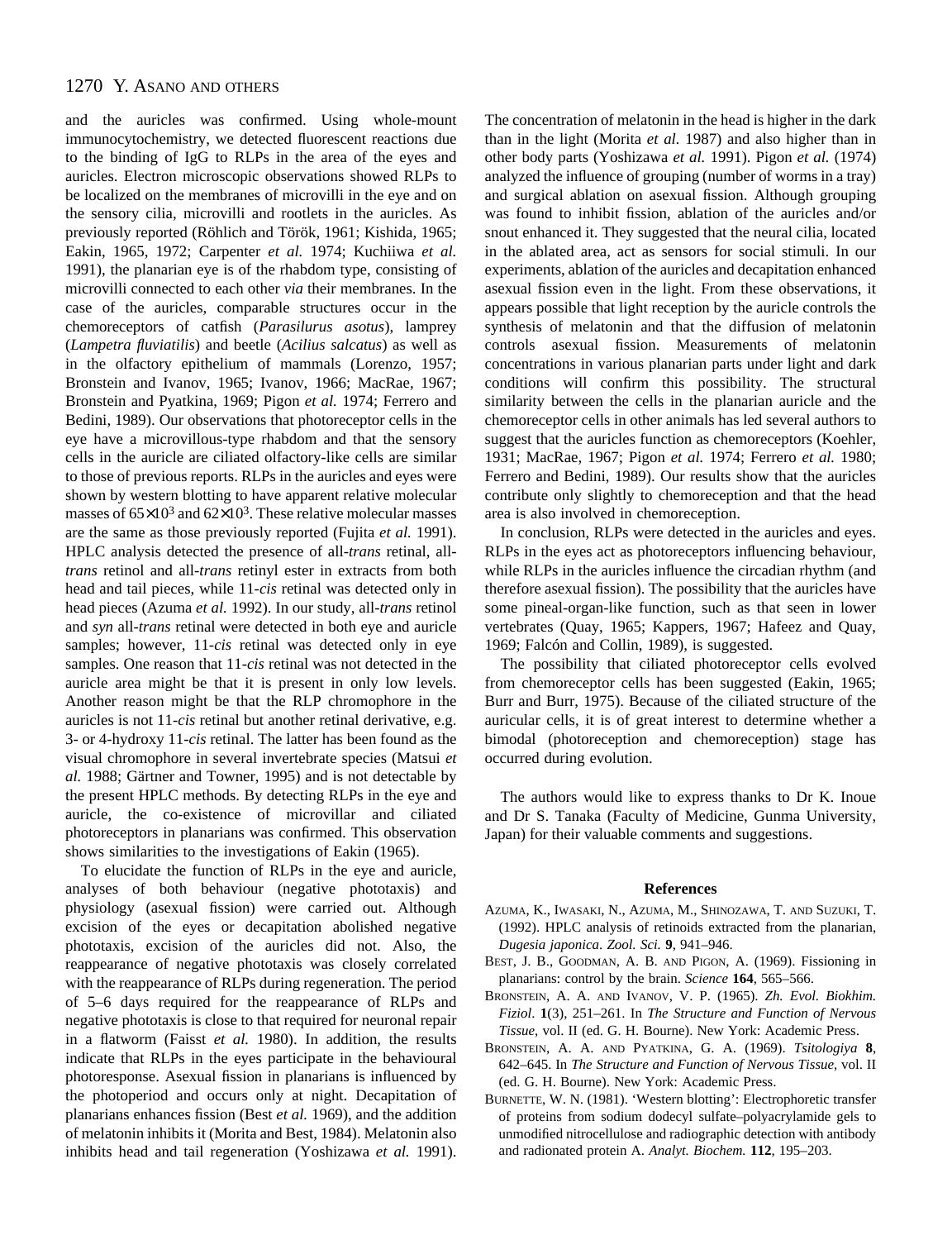and the auricles was confirmed. Using whole-mount immunocytochemistry, we detected fluorescent reactions due to the binding of IgG to RLPs in the area of the eyes and auricles. Electron microscopic observations showed RLPs to be localized on the membranes of microvilli in the eye and on the sensory cilia, microvilli and rootlets in the auricles. As previously reported (Röhlich and Török, 1961; Kishida, 1965; Eakin, 1965, 1972; Carpenter *et al.* 1974; Kuchiiwa *et al.* 1991), the planarian eye is of the rhabdom type, consisting of microvilli connected to each other *via* their membranes. In the case of the auricles, comparable structures occur in the chemoreceptors of catfish (*Parasilurus asotus*), lamprey (*Lampetra fluviatilis*) and beetle (*Acilius salcatus*) as well as in the olfactory epithelium of mammals (Lorenzo, 1957; Bronstein and Ivanov, 1965; Ivanov, 1966; MacRae, 1967; Bronstein and Pyatkina, 1969; Pigon *et al.* 1974; Ferrero and Bedini, 1989). Our observations that photoreceptor cells in the eye have a microvillous-type rhabdom and that the sensory cells in the auricle are ciliated olfactory-like cells are similar to those of previous reports. RLPs in the auricles and eyes were shown by western blotting to have apparent relative molecular masses of $65\times10^3$ and $62\times10^3$. These relative molecular masses are the same as those previously reported (Fujita *et al.* 1991). HPLC analysis detected the presence of all-*trans* retinal, all-*trans* retinol and all-*trans* retinyl ester in extracts from both head and tail pieces, while 11-*cis* retinal was detected only in head pieces (Azuma *et al.* 1992). In our study, all-*trans* retinol and *syn* all-*trans* retinal were detected in both eye and auricle samples; however, 11-*cis* retinal was detected only in eye samples. One reason that 11-*cis* retinal was not detected in the auricle area might be that it is present in only low levels. Another reason might be that the RLP chromophore in the auricles is not 11-*cis* retinal but another retinal derivative, e.g. 3- or 4-hydroxy 11-*cis* retinal. The latter has been found as the visual chromophore in several invertebrate species (Matsui *et al.* 1988; Gärtner and Towner, 1995) and is not detectable by the present HPLC methods. By detecting RLPs in the eye and auricle, the co-existence of microvillar and ciliated photoreceptors in planarians was confirmed. This observation shows similarities to the investigations of Eakin (1965).

To elucidate the function of RLPs in the eye and auricle, analyses of both behaviour (negative phototaxis) and physiology (asexual fission) were carried out. Although excision of the eyes or decapitation abolished negative phototaxis, excision of the auricles did not. Also, the reappearance of negative phototaxis was closely correlated with the reappearance of RLPs during regeneration. The period of 5–6 days required for the reappearance of RLPs and negative phototaxis is close to that required for neuronal repair in a flatworm (Faisst *et al.* 1980). In addition, the results indicate that RLPs in the eyes participate in the behavioural photoresponse. Asexual fission in planarians is influenced by the photoperiod and occurs only at night. Decapitation of planarians enhances fission (Best *et al.* 1969), and the addition of melatonin inhibits it (Morita and Best, 1984). Melatonin also inhibits head and tail regeneration (Yoshizawa *et al.* 1991). The concentration of melatonin in the head is higher in the dark than in the light (Morita *et al.* 1987) and also higher than in other body parts (Yoshizawa *et al.* 1991). Pigon *et al.* (1974) analyzed the influence of grouping (number of worms in a tray) and surgical ablation on asexual fission. Although grouping was found to inhibit fission, ablation of the auricles and/or snout enhanced it. They suggested that the neural cilia, located in the ablated area, act as sensors for social stimuli. In our experiments, ablation of the auricles and decapitation enhanced asexual fission even in the light. From these observations, it appears possible that light reception by the auricle controls the synthesis of melatonin and that the diffusion of melatonin controls asexual fission. Measurements of melatonin concentrations in various planarian parts under light and dark conditions will confirm this possibility. The structural similarity between the cells in the planarian auricle and the chemoreceptor cells in other animals has led several authors to suggest that the auricles function as chemoreceptors (Koehler, 1931; MacRae, 1967; Pigon *et al.* 1974; Ferrero *et al.* 1980; Ferrero and Bedini, 1989). Our results show that the auricles contribute only slightly to chemoreception and that the head area is also involved in chemoreception.

In conclusion, RLPs were detected in the auricles and eyes. RLPs in the eyes act as photoreceptors influencing behaviour, while RLPs in the auricles influence the circadian rhythm (and therefore asexual fission). The possibility that the auricles have some pineal-organ-like function, such as that seen in lower vertebrates (Quay, 1965; Kappers, 1967; Hafeez and Quay, 1969; Falcón and Collin, 1989), is suggested.

The possibility that ciliated photoreceptor cells evolved from chemoreceptor cells has been suggested (Eakin, 1965; Burr and Burr, 1975). Because of the ciliated structure of the auricular cells, it is of great interest to determine whether a bimodal (photoreception and chemoreception) stage has occurred during evolution.

The authors would like to express thanks to Dr K. Inoue and Dr S. Tanaka (Faculty of Medicine, Gunma University, Japan) for their valuable comments and suggestions.

## References

Azuma, K., Iwasaki, N., Azuma, M., Shinozawa, T. and Suzuki, T. (1992). HPLC analysis of retinoids extracted from the planarian, *Dugesia japonica*. *Zool. Sci.* **9**, 941–946.

Best, J. B., Goodman, A. B. and Pigon, A. (1969). Fissioning in planarians: control by the brain. *Science* **164**, 565–566.

Bronstein, A. A. and Ivanov, V. P. (1965). *Zh. Evol. Biokhim. Fiziol.* **1**(3), 251–261. In *The Structure and Function of Nervous Tissue*, vol. II (ed. G. H. Bourne). New York: Academic Press.

Bronstein, A. A. and Pyatkina, G. A. (1969). *Tsitologiya* **8**, 642–645. In *The Structure and Function of Nervous Tissue*, vol. II (ed. G. H. Bourne). New York: Academic Press.

Burnette, W. N. (1981). 'Western blotting': Electrophoretic transfer of proteins from sodium dodecyl sulfate–polyacrylamide gels to unmodified nitrocellulose and radiographic detection with antibody and radionated protein A. *Analyt. Biochem.* **112**, 195–203.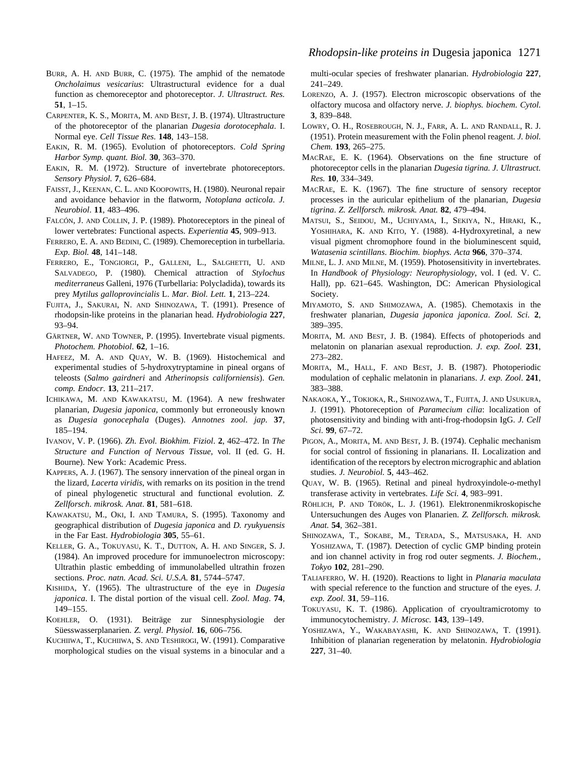Burr, A. H. and Burr, C. (1975). The amphid of the nematode *Oncholaimus vesicarius*: Ultrastructural evidence for a dual function as chemoreceptor and photoreceptor. *J. Ultrastruct. Res.* **51**, 1–15.

Carpenter, K. S., Morita, M. and Best, J. B. (1974). Ultrastructure of the photoreceptor of the planarian *Dugesia dorotocephala*. I. Normal eye. *Cell Tissue Res.* **148**, 143–158.

Eakin, R. M. (1965). Evolution of photoreceptors. *Cold Spring Harbor Symp. quant. Biol.* **30**, 363–370.

Eakin, R. M. (1972). Structure of invertebrate photoreceptors. *Sensory Physiol.* **7**, 626–684.

Faisst, J., Keenan, C. L. and Koopowits, H. (1980). Neuronal repair and avoidance behavior in the flatworm, *Notoplana acticola*. *J. Neurobiol*. **11**, 483–496.

Falcón, J. and Collin, J. P. (1989). Photoreceptors in the pineal of lower vertebrates: Functional aspects. *Experientia* **45**, 909–913.

Ferrero, E. A. and Bedini, C. (1989). Chemoreception in turbellaria. *Exp. Biol.* **48**, 141–148.

Ferrero, E., Tongiorgi, P., Galleni, L., Salghetti, U. and Salvadego, P. (1980). Chemical attraction of *Stylochus mediterraneus* Galleni, 1976 (Turbellaria: Polycladida), towards its prey *Mytilus galloprovincialis* L. *Mar. Biol. Lett.* **1**, 213–224.

Fujita, J., Sakurai, N. and Shinozawa, T. (1991). Presence of rhodopsin-like proteins in the planarian head. *Hydrobiologia* **227**, 93–94.

Gärtner, W. and Towner, P. (1995). Invertebrate visual pigments. *Photochem. Photobiol*. **62**, 1–16.

Hafeez, M. A. and Quay, W. B. (1969). Histochemical and experimental studies of 5-hydroxytryptamine in pineal organs of teleosts (*Salmo gairdneri* and *Atherinopsis californiensis*). *Gen. comp. Endocr*. **13**, 211–217.

Ichikawa, M. and Kawakatsu, M. (1964). A new freshwater planarian, *Dugesia japonica*, commonly but erroneously known as *Dugesia gonocephala* (Duges). *Annotnes zool. jap.* **37**, 185–194.

Ivanov, V. P. (1966). *Zh. Evol. Biokhim. Fiziol*. **2**, 462–472. In *The Structure and Function of Nervous Tissue*, vol. II (ed. G. H. Bourne). New York: Academic Press.

Kappers, A. J. (1967). The sensory innervation of the pineal organ in the lizard, *Lacerta viridis*, with remarks on its position in the trend of pineal phylogenetic structural and functional evolution. *Z. Zellforsch. mikrosk. Anat.* **81**, 581–618.

Kawakatsu, M., Oki, I. and Tamura, S. (1995). Taxonomy and geographical distribution of *Dugesia japonica* and *D. ryukyuensis* in the Far East. *Hydrobiologia* **305**, 55–61.

Keller, G. A., Tokuyasu, K. T., Dutton, A. H. and Singer, S. J. (1984). An improved procedure for immunoelectron microscopy: Ultrathin plastic embedding of immunolabelled ultrathin frozen sections. *Proc. natn. Acad. Sci. U.S.A.* **81**, 5744–5747.

Kishida, Y. (1965). The ultrastructure of the eye in *Dugesia japonica*. I. The distal portion of the visual cell. *Zool. Mag.* **74**, 149–155.

Koehler, O. (1931). Beiträge zur Sinnesphysiologie der Süesswasserplanarien. *Z. vergl. Physiol.* **16**, 606–756.

Kuchiiwa, T., Kuchiiwa, S. and Teshirogi, W. (1991). Comparative morphological studies on the visual systems in a binocular and a multi-ocular species of freshwater planarian. *Hydrobiologia* **227**, 241–249.

Lorenzo, A. J. (1957). Electron microscopic observations of the olfactory mucosa and olfactory nerve. *J. biophys. biochem. Cytol.* **3**, 839–848.

Lowry, O. H., Rosebrough, N. J., Farr, A. L. and Randall, R. J. (1951). Protein measurement with the Folin phenol reagent. *J. biol. Chem.* **193**, 265–275.

MacRae, E. K. (1964). Observations on the fine structure of photoreceptor cells in the planarian *Dugesia tigrina*. *J. Ultrastruct. Res.* **10**, 334–349.

MacRae, E. K. (1967). The fine structure of sensory receptor processes in the auricular epithelium of the planarian, *Dugesia tigrina*. *Z. Zellforsch. mikrosk. Anat.* **82**, 479–494.

Matsui, S., Seidou, M., Uchiyama, I., Sekiya, N., Hiraki, K., Yoshihara, K. and Kito, Y. (1988). 4-Hydroxyretinal, a new visual pigment chromophore found in the bioluminescent squid, *Watasenia scintillans*. *Biochim. biophys. Acta* **966**, 370–374.

Milne, L. J. and Milne, M. (1959). Photosensitivity in invertebrates. In *Handbook of Physiology: Neurophysiology*, vol. I (ed. V. C. Hall), pp. 621–645. Washington, DC: American Physiological Society.

Miyamoto, S. and Shimozawa, A. (1985). Chemotaxis in the freshwater planarian, *Dugesia japonica japonica*. *Zool. Sci.* **2**, 389–395.

Morita, M. and Best, J. B. (1984). Effects of photoperiods and melatonin on planarian asexual reproduction. *J. exp. Zool.* **231**, 273–282.

Morita, M., Hall, F. and Best, J. B. (1987). Photoperiodic modulation of cephalic melatonin in planarians. *J. exp. Zool*. **241**, 383–388.

Nakaoka, Y., Tokioka, R., Shinozawa, T., Fujita, J. and Usukura, J. (1991). Photoreception of *Paramecium cilia*: localization of photosensitivity and binding with anti-frog-rhodopsin IgG. *J. Cell Sci.* **99**, 67–72.

Pigon, A., Morita, M. and Best, J. B. (1974). Cephalic mechanism for social control of fissioning in planarians. II. Localization and identification of the receptors by electron micrographic and ablation studies. *J. Neurobiol.* **5**, 443–462.

Quay, W. B. (1965). Retinal and pineal hydroxyindole-*o*-methyl transferase activity in vertebrates. *Life Sci.* **4**, 983–991.

Röhlich, P. and Török, L. J. (1961). Elektronenmikroskopische Untersuchungen des Auges von Planarien. *Z. Zellforsch. mikrosk. Anat.* **54**, 362–381.

Shinozawa, T., Sokabe, M., Terada, S., Matsusaka, H. and Yoshizawa, T. (1987). Detection of cyclic GMP binding protein and ion channel activity in frog rod outer segments. *J. Biochem., Tokyo* **102**, 281–290.

Taliaferro, W. H. (1920). Reactions to light in *Planaria maculata* with special reference to the function and structure of the eyes. *J. exp. Zool.* **31**, 59–116.

Tokuyasu, K. T. (1986). Application of cryoultramicrotomy to immunocytochemistry. *J. Microsc.* **143**, 139–149.

Yoshizawa, Y., Wakabayashi, K. and Shinozawa, T. (1991). Inhibition of planarian regeneration by melatonin. *Hydrobiologia* **227**, 31–40.